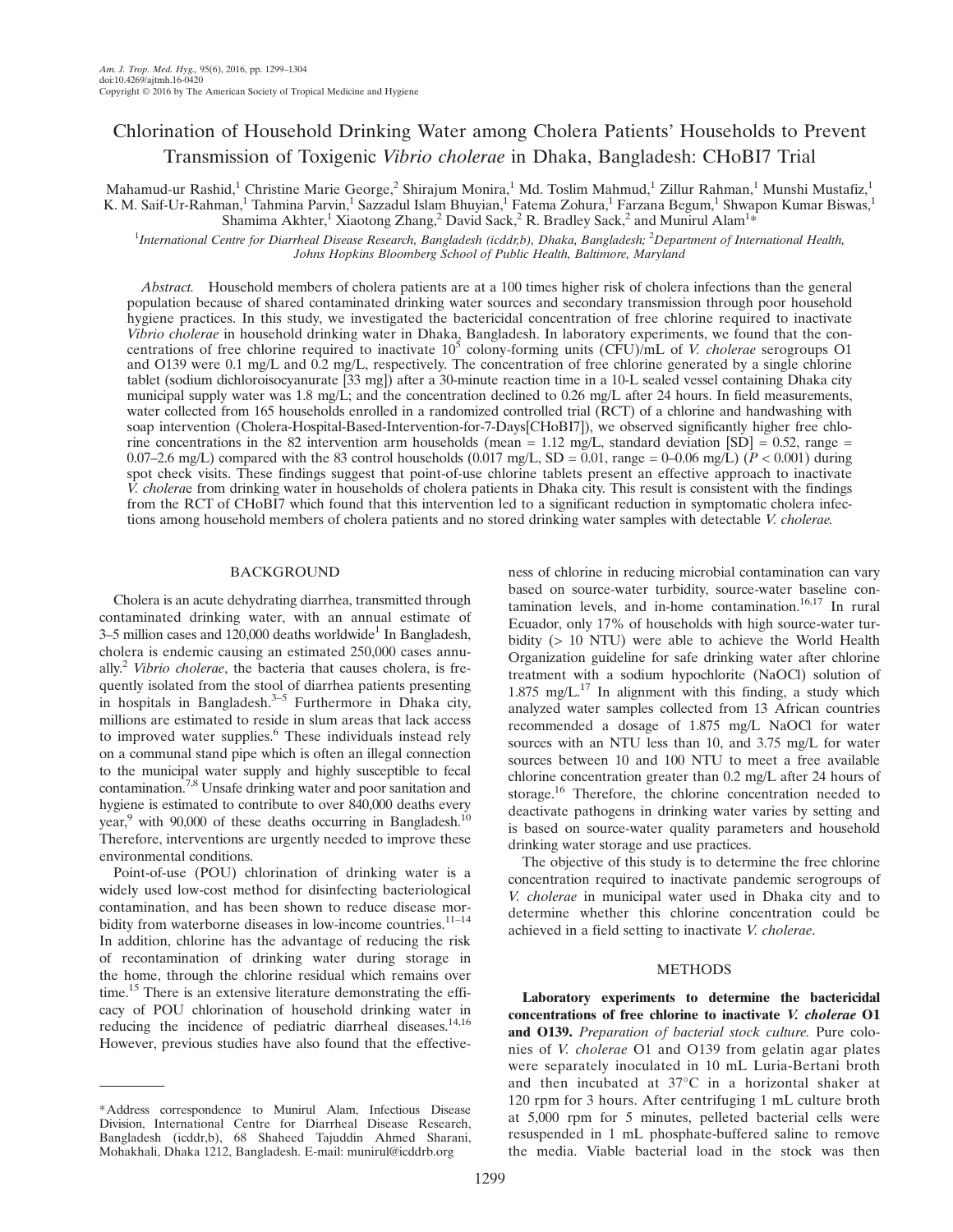# Chlorination of Household Drinking Water among Cholera Patients' Households to Prevent Transmission of Toxigenic *Vibrio cholerae* in Dhaka, Bangladesh: CHoBI7 Trial

Mahamud-ur Rashid,[1] Christine Marie George,[2] Shirajum Monira,[1] Md. Toslim Mahmud,[1] Zillur Rahman,[1] Munshi Mustafiz,[1] K. M. Saif-Ur-Rahman,[1] Tahmina Parvin,[1] Sazzadul Islam Bhuyian,[1] Fatema Zohura,[1] Farzana Begum,[1] Shwapon Kumar Biswas,[1] Shamima Akhter,[1] Xiaotong Zhang,[2] David Sack,[2] R. Bradley Sack,[2] and Munirul Alam[1]*

[1]*International Centre for Diarrheal Disease Research, Bangladesh (icddr,b), Dhaka, Bangladesh;* [2]*Department of International Health, Johns Hopkins Bloomberg School of Public Health, Baltimore, Maryland*

*Abstract.* Household members of cholera patients are at a 100 times higher risk of cholera infections than the general population because of shared contaminated drinking water sources and secondary transmission through poor household hygiene practices. In this study, we investigated the bactericidal concentration of free chlorine required to inactivate *Vibrio cholerae* in household drinking water in Dhaka, Bangladesh. In laboratory experiments, we found that the concentrations of free chlorine required to inactivate $10^5$ colony-forming units (CFU)/mL of *V. cholerae* serogroups O1 and O139 were 0.1 mg/L and 0.2 mg/L, respectively. The concentration of free chlorine generated by a single chlorine tablet (sodium dichloroisocyanurate [33 mg]) after a 30-minute reaction time in a 10-L sealed vessel containing Dhaka city municipal supply water was 1.8 mg/L; and the concentration declined to 0.26 mg/L after 24 hours. In field measurements, water collected from 165 households enrolled in a randomized controlled trial (RCT) of a chlorine and handwashing with soap intervention (Cholera-Hospital-Based-Intervention-for-7-Days[CHoBI7]), we observed significantly higher free chlorine concentrations in the 82 intervention arm households (mean = 1.12 mg/L, standard deviation [SD] = 0.52, range = 0.07–2.6 mg/L) compared with the 83 control households (0.017 mg/L, SD = 0.01, range = 0–0.06 mg/L) ($P < 0.001$) during spot check visits. These findings suggest that point-of-use chlorine tablets present an effective approach to inactivate *V. cholerae* from drinking water in households of cholera patients in Dhaka city. This result is consistent with the findings from the RCT of CHoBI7 which found that this intervention led to a significant reduction in symptomatic cholera infections among household members of cholera patients and no stored drinking water samples with detectable *V. cholerae*.

## BACKGROUND

Cholera is an acute dehydrating diarrhea, transmitted through contaminated drinking water, with an annual estimate of 3–5 million cases and 120,000 deaths worldwide[1] In Bangladesh, cholera is endemic causing an estimated 250,000 cases annually.[2] *Vibrio cholerae*, the bacteria that causes cholera, is frequently isolated from the stool of diarrhea patients presenting in hospitals in Bangladesh.[3–5] Furthermore in Dhaka city, millions are estimated to reside in slum areas that lack access to improved water supplies.[6] These individuals instead rely on a communal stand pipe which is often an illegal connection to the municipal water supply and highly susceptible to fecal contamination.[7,8] Unsafe drinking water and poor sanitation and hygiene is estimated to contribute to over 840,000 deaths every year,[9] with 90,000 of these deaths occurring in Bangladesh.[10] Therefore, interventions are urgently needed to improve these environmental conditions.

Point-of-use (POU) chlorination of drinking water is a widely used low-cost method for disinfecting bacteriological contamination, and has been shown to reduce disease morbidity from waterborne diseases in low-income countries.[11–14] In addition, chlorine has the advantage of reducing the risk of recontamination of drinking water during storage in the home, through the chlorine residual which remains over time.[15] There is an extensive literature demonstrating the efficacy of POU chlorination of household drinking water in reducing the incidence of pediatric diarrheal diseases.[14,16] However, previous studies have also found that the effectiveness of chlorine in reducing microbial contamination can vary based on source-water turbidity, source-water baseline contamination levels, and in-home contamination.[16,17] In rural Ecuador, only 17% of households with high source-water turbidity (> 10 NTU) were able to achieve the World Health Organization guideline for safe drinking water after chlorine treatment with a sodium hypochlorite (NaOCl) solution of 1.875 mg/L.[17] In alignment with this finding, a study which analyzed water samples collected from 13 African countries recommended a dosage of 1.875 mg/L NaOCl for water sources with an NTU less than 10, and 3.75 mg/L for water sources between 10 and 100 NTU to meet a free available chlorine concentration greater than 0.2 mg/L after 24 hours of storage.[16] Therefore, the chlorine concentration needed to deactivate pathogens in drinking water varies by setting and is based on source-water quality parameters and household drinking water storage and use practices.

The objective of this study is to determine the free chlorine concentration required to inactivate pandemic serogroups of *V. cholerae* in municipal water used in Dhaka city and to determine whether this chlorine concentration could be achieved in a field setting to inactivate *V. cholerae*.

## METHODS

**Laboratory experiments to determine the bactericidal concentrations of free chlorine to inactivate *V. cholerae* O1 and O139.** *Preparation of bacterial stock culture.* Pure colonies of *V. cholerae* O1 and O139 from gelatin agar plates were separately inoculated in 10 mL Luria-Bertani broth and then incubated at 37°C in a horizontal shaker at 120 rpm for 3 hours. After centrifuging 1 mL culture broth at 5,000 rpm for 5 minutes, pelleted bacterial cells were resuspended in 1 mL phosphate-buffered saline to remove the media. Viable bacterial load in the stock was then

*Address correspondence to Munirul Alam, Infectious Disease Division, International Centre for Diarrheal Disease Research, Bangladesh (icddr,b), 68 Shaheed Tajuddin Ahmed Sharani, Mohakhali, Dhaka 1212, Bangladesh. E-mail: munirul@icddrb.org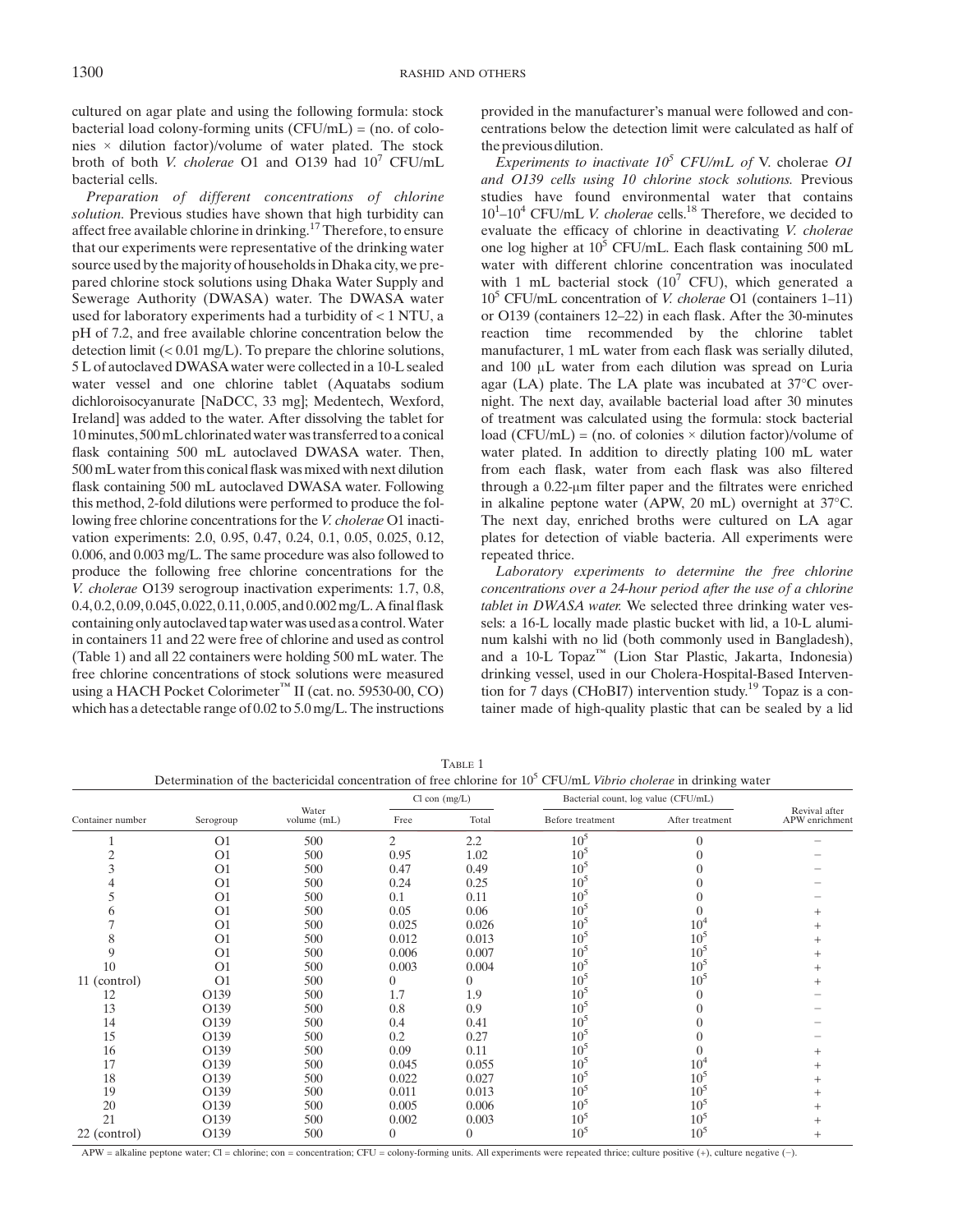cultured on agar plate and using the following formula: stock bacterial load colony-forming units (CFU/mL) = (no. of colonies × dilution factor)/volume of water plated. The stock broth of both *V. cholerae* O1 and O139 had $10^7$ CFU/mL bacterial cells.

*Preparation of different concentrations of chlorine solution.* Previous studies have shown that high turbidity can affect free available chlorine in drinking.[17] Therefore, to ensure that our experiments were representative of the drinking water source used by the majority of households in Dhaka city, we prepared chlorine stock solutions using Dhaka Water Supply and Sewerage Authority (DWASA) water. The DWASA water used for laboratory experiments had a turbidity of < 1 NTU, a pH of 7.2, and free available chlorine concentration below the detection limit (< 0.01 mg/L). To prepare the chlorine solutions, 5 L of autoclaved DWASA water were collected in a 10-L sealed water vessel and one chlorine tablet (Aquatabs sodium dichloroisocyanurate [NaDCC, 33 mg]; Medentech, Wexford, Ireland] was added to the water. After dissolving the tablet for 10 minutes, 500 mL chlorinated water was transferred to a conical flask containing 500 mL autoclaved DWASA water. Then, 500 mL water from this conical flask was mixed with next dilution flask containing 500 mL autoclaved DWASA water. Following this method, 2-fold dilutions were performed to produce the following free chlorine concentrations for the *V. cholerae* O1 inactivation experiments: 2.0, 0.95, 0.47, 0.24, 0.1, 0.05, 0.025, 0.12, 0.006, and 0.003 mg/L. The same procedure was also followed to produce the following free chlorine concentrations for the *V. cholerae* O139 serogroup inactivation experiments: 1.7, 0.8, 0.4, 0.2, 0.09, 0.045, 0.022, 0.11, 0.005, and 0.002 mg/L. A final flask containing only autoclaved tap water was used as a control. Water in containers 11 and 22 were free of chlorine and used as control (Table 1) and all 22 containers were holding 500 mL water. The free chlorine concentrations of stock solutions were measured using a HACH Pocket Colorimeter™ II (cat. no. 59530-00, CO) which has a detectable range of 0.02 to 5.0 mg/L. The instructions provided in the manufacturer's manual were followed and concentrations below the detection limit were calculated as half of the previous dilution.

*Experiments to inactivate $10^5$ CFU/mL of* V. cholerae *O1 and O139 cells using 10 chlorine stock solutions.* Previous studies have found environmental water that contains $10^1$–$10^4$ CFU/mL *V. cholerae* cells.[18] Therefore, we decided to evaluate the efficacy of chlorine in deactivating *V. cholerae* one log higher at $10^5$ CFU/mL. Each flask containing 500 mL water with different chlorine concentration was inoculated with 1 mL bacterial stock ($10^7$ CFU), which generated a $10^5$ CFU/mL concentration of *V. cholerae* O1 (containers 1–11) or O139 (containers 12–22) in each flask. After the 30-minutes reaction time recommended by the chlorine tablet manufacturer, 1 mL water from each flask was serially diluted, and 100 μL water from each dilution was spread on Luria agar (LA) plate. The LA plate was incubated at 37°C overnight. The next day, available bacterial load after 30 minutes of treatment was calculated using the formula: stock bacterial load (CFU/mL) = (no. of colonies × dilution factor)/volume of water plated. In addition to directly plating 100 mL water from each flask, water from each flask was also filtered through a 0.22-μm filter paper and the filtrates were enriched in alkaline peptone water (APW, 20 mL) overnight at 37°C. The next day, enriched broths were cultured on LA agar plates for detection of viable bacteria. All experiments were repeated thrice.

*Laboratory experiments to determine the free chlorine concentrations over a 24-hour period after the use of a chlorine tablet in DWASA water.* We selected three drinking water vessels: a 16-L locally made plastic bucket with lid, a 10-L aluminum kalshi with no lid (both commonly used in Bangladesh), and a 10-L Topaz™ (Lion Star Plastic, Jakarta, Indonesia) drinking vessel, used in our Cholera-Hospital-Based Intervention for 7 days (CHoBI7) intervention study.[19] Topaz is a container made of high-quality plastic that can be sealed by a lid

Table 1
Determination of the bactericidal concentration of free chlorine for $10^5$ CFU/mL *Vibrio cholerae* in drinking water

| Container number | Serogroup | Water volume (mL) | Cl con (mg/L) | | Bacterial count, log value (CFU/mL) | | Revival after APW enrichment |
|---|---|---|---|---|---|---|---|
| | | | Free | Total | Before treatment | After treatment | |
| 1 | O1 | 500 | 2 | 2.2 | $10^5$ | 0 | − |
| 2 | O1 | 500 | 0.95 | 1.02 | $10^5$ | 0 | − |
| 3 | O1 | 500 | 0.47 | 0.49 | $10^5$ | 0 | − |
| 4 | O1 | 500 | 0.24 | 0.25 | $10^5$ | 0 | − |
| 5 | O1 | 500 | 0.1 | 0.11 | $10^5$ | 0 | − |
| 6 | O1 | 500 | 0.05 | 0.06 | $10^5$ | 0 | + |
| 7 | O1 | 500 | 0.025 | 0.026 | $10^5$ | $10^4$ | + |
| 8 | O1 | 500 | 0.012 | 0.013 | $10^5$ | $10^5$ | + |
| 9 | O1 | 500 | 0.006 | 0.007 | $10^5$ | $10^5$ | + |
| 10 | O1 | 500 | 0.003 | 0.004 | $10^5$ | $10^5$ | + |
| 11 (control) | O1 | 500 | 0 | 0 | $10^5$ | $10^5$ | + |
| 12 | O139 | 500 | 1.7 | 1.9 | $10^5$ | 0 | − |
| 13 | O139 | 500 | 0.8 | 0.9 | $10^5$ | 0 | − |
| 14 | O139 | 500 | 0.4 | 0.41 | $10^5$ | 0 | − |
| 15 | O139 | 500 | 0.2 | 0.27 | $10^5$ | 0 | − |
| 16 | O139 | 500 | 0.09 | 0.11 | $10^5$ | 0 | + |
| 17 | O139 | 500 | 0.045 | 0.055 | $10^5$ | $10^4$ | + |
| 18 | O139 | 500 | 0.022 | 0.027 | $10^5$ | $10^5$ | + |
| 19 | O139 | 500 | 0.011 | 0.013 | $10^5$ | $10^5$ | + |
| 20 | O139 | 500 | 0.005 | 0.006 | $10^5$ | $10^5$ | + |
| 21 | O139 | 500 | 0.002 | 0.003 | $10^5$ | $10^5$ | + |
| 22 (control) | O139 | 500 | 0 | 0 | $10^5$ | $10^5$ | + |

APW = alkaline peptone water; Cl = chlorine; con = concentration; CFU = colony-forming units. All experiments were repeated thrice; culture positive (+), culture negative (−).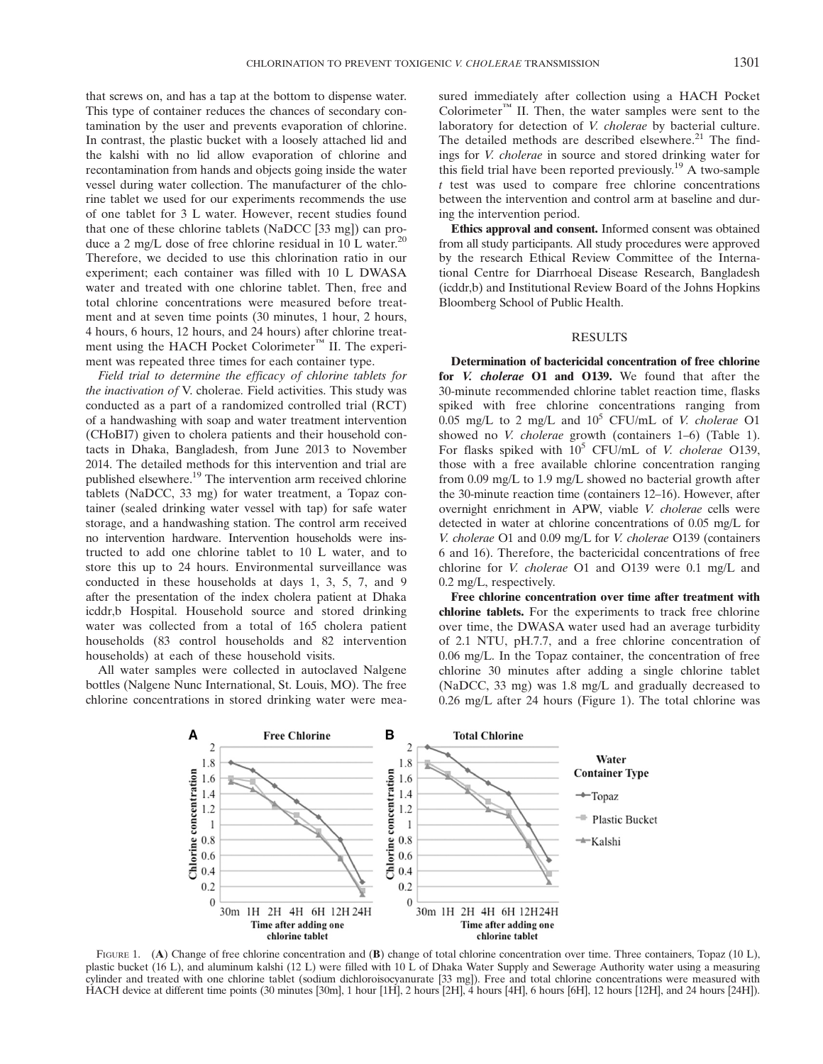that screws on, and has a tap at the bottom to dispense water. This type of container reduces the chances of secondary contamination by the user and prevents evaporation of chlorine. In contrast, the plastic bucket with a loosely attached lid and the kalshi with no lid allow evaporation of chlorine and recontamination from hands and objects going inside the water vessel during water collection. The manufacturer of the chlorine tablet we used for our experiments recommends the use of one tablet for 3 L water. However, recent studies found that one of these chlorine tablets (NaDCC [33 mg]) can produce a 2 mg/L dose of free chlorine residual in 10 L water.[20] Therefore, we decided to use this chlorination ratio in our experiment; each container was filled with 10 L DWASA water and treated with one chlorine tablet. Then, free and total chlorine concentrations were measured before treatment and at seven time points (30 minutes, 1 hour, 2 hours, 4 hours, 6 hours, 12 hours, and 24 hours) after chlorine treatment using the HACH Pocket Colorimeter™ II. The experiment was repeated three times for each container type.

*Field trial to determine the efficacy of chlorine tablets for the inactivation of* V. cholerae*. Field activities.* This study was conducted as a part of a randomized controlled trial (RCT) of a handwashing with soap and water treatment intervention (CHoBI7) given to cholera patients and their household contacts in Dhaka, Bangladesh, from June 2013 to November 2014. The detailed methods for this intervention and trial are published elsewhere.[19] The intervention arm received chlorine tablets (NaDCC, 33 mg) for water treatment, a Topaz container (sealed drinking water vessel with tap) for safe water storage, and a handwashing station. The control arm received no intervention hardware. Intervention households were instructed to add one chlorine tablet to 10 L water, and to store this up to 24 hours. Environmental surveillance was conducted in these households at days 1, 3, 5, 7, and 9 after the presentation of the index cholera patient at Dhaka icddr,b Hospital. Household source and stored drinking water was collected from a total of 165 cholera patient households (83 control households and 82 intervention households) at each of these household visits.

All water samples were collected in autoclaved Nalgene bottles (Nalgene Nunc International, St. Louis, MO). The free chlorine concentrations in stored drinking water were measured immediately after collection using a HACH Pocket Colorimeter™ II. Then, the water samples were sent to the laboratory for detection of *V. cholerae* by bacterial culture. The detailed methods are described elsewhere.[21] The findings for *V. cholerae* in source and stored drinking water for this field trial have been reported previously.[19] A two-sample $t$ test was used to compare free chlorine concentrations between the intervention and control arm at baseline and during the intervention period.

**Ethics approval and consent.** Informed consent was obtained from all study participants. All study procedures were approved by the research Ethical Review Committee of the International Centre for Diarrhoeal Disease Research, Bangladesh (icddr,b) and Institutional Review Board of the Johns Hopkins Bloomberg School of Public Health.

## RESULTS

**Determination of bactericidal concentration of free chlorine for *V. cholerae* O1 and O139.** We found that after the 30-minute recommended chlorine tablet reaction time, flasks spiked with free chlorine concentrations ranging from 0.05 mg/L to 2 mg/L and $10^5$ CFU/mL of *V. cholerae* O1 showed no *V. cholerae* growth (containers 1–6) (Table 1). For flasks spiked with $10^5$ CFU/mL of *V. cholerae* O139, those with a free available chlorine concentration ranging from 0.09 mg/L to 1.9 mg/L showed no bacterial growth after the 30-minute reaction time (containers 12–16). However, after overnight enrichment in APW, viable *V. cholerae* cells were detected in water at chlorine concentrations of 0.05 mg/L for *V. cholerae* O1 and 0.09 mg/L for *V. cholerae* O139 (containers 6 and 16). Therefore, the bactericidal concentrations of free chlorine for *V. cholerae* O1 and O139 were 0.1 mg/L and 0.2 mg/L, respectively.

**Free chlorine concentration over time after treatment with chlorine tablets.** For the experiments to track free chlorine over time, the DWASA water used had an average turbidity of 2.1 NTU, pH.7.7, and a free chlorine concentration of 0.06 mg/L. In the Topaz container, the concentration of free chlorine 30 minutes after adding a single chlorine tablet (NaDCC, 33 mg) was 1.8 mg/L and gradually decreased to 0.26 mg/L after 24 hours (Figure 1). The total chlorine was

FIGURE 1. (**A**) Change of free chlorine concentration and (**B**) change of total chlorine concentration over time. Three containers, Topaz (10 L), plastic bucket (16 L), and aluminum kalshi (12 L) were filled with 10 L of Dhaka Water Supply and Sewerage Authority water using a measuring cylinder and treated with one chlorine tablet (sodium dichloroisocyanurate [33 mg]). Free and total chlorine concentrations were measured with HACH device at different time points (30 minutes [30m], 1 hour [1H], 2 hours [2H], 4 hours [4H], 6 hours [6H], 12 hours [12H], and 24 hours [24H]).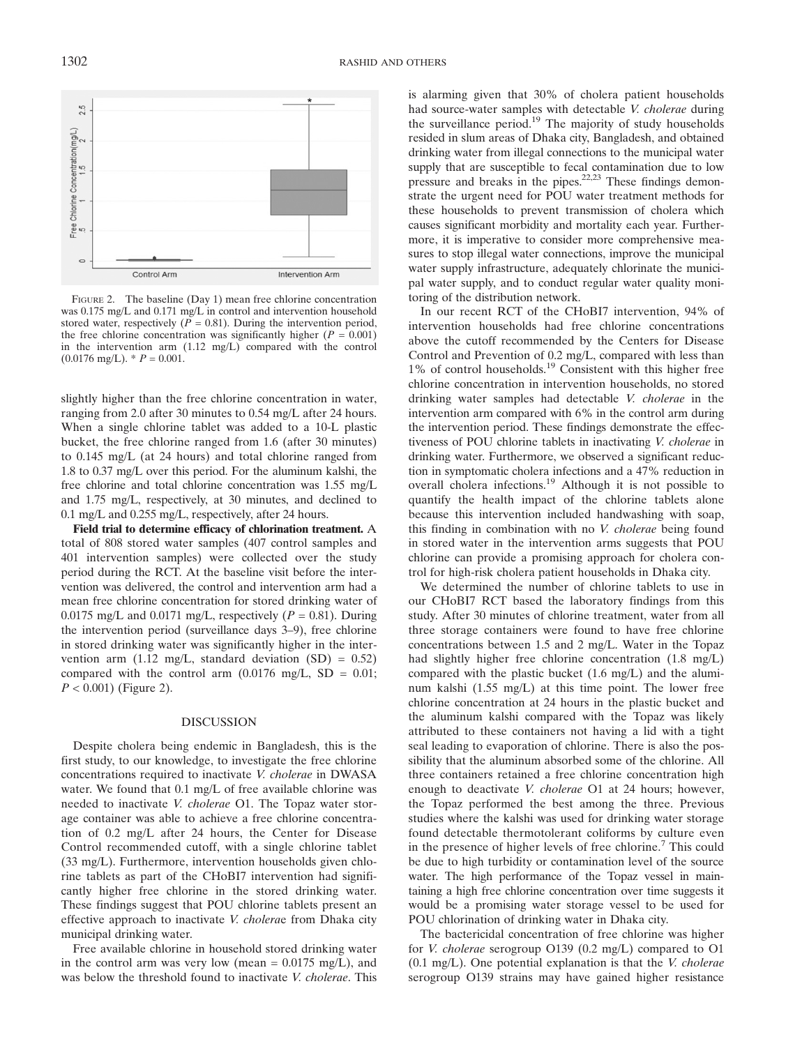FIGURE 2. The baseline (Day 1) mean free chlorine concentration was 0.175 mg/L and 0.171 mg/L in control and intervention household stored water, respectively ($P = 0.81$). During the intervention period, the free chlorine concentration was significantly higher ($P = 0.001$) in the intervention arm (1.12 mg/L) compared with the control (0.0176 mg/L). * $P = 0.001$.

slightly higher than the free chlorine concentration in water, ranging from 2.0 after 30 minutes to 0.54 mg/L after 24 hours. When a single chlorine tablet was added to a 10-L plastic bucket, the free chlorine ranged from 1.6 (after 30 minutes) to 0.145 mg/L (at 24 hours) and total chlorine ranged from 1.8 to 0.37 mg/L over this period. For the aluminum kalshi, the free chlorine and total chlorine concentration was 1.55 mg/L and 1.75 mg/L, respectively, at 30 minutes, and declined to 0.1 mg/L and 0.255 mg/L, respectively, after 24 hours.

**Field trial to determine efficacy of chlorination treatment.** A total of 808 stored water samples (407 control samples and 401 intervention samples) were collected over the study period during the RCT. At the baseline visit before the intervention was delivered, the control and intervention arm had a mean free chlorine concentration for stored drinking water of 0.0175 mg/L and 0.0171 mg/L, respectively ($P = 0.81$). During the intervention period (surveillance days 3–9), free chlorine in stored drinking water was significantly higher in the intervention arm (1.12 mg/L, standard deviation (SD) = 0.52) compared with the control arm (0.0176 mg/L, SD = 0.01; $P < 0.001$) (Figure 2).

## DISCUSSION

Despite cholera being endemic in Bangladesh, this is the first study, to our knowledge, to investigate the free chlorine concentrations required to inactivate *V. cholerae* in DWASA water. We found that 0.1 mg/L of free available chlorine was needed to inactivate *V. cholerae* O1. The Topaz water storage container was able to achieve a free chlorine concentration of 0.2 mg/L after 24 hours, the Center for Disease Control recommended cutoff, with a single chlorine tablet (33 mg/L). Furthermore, intervention households given chlorine tablets as part of the CHoBI7 intervention had significantly higher free chlorine in the stored drinking water. These findings suggest that POU chlorine tablets present an effective approach to inactivate *V. cholerae* from Dhaka city municipal drinking water.

Free available chlorine in household stored drinking water in the control arm was very low (mean = 0.0175 mg/L), and was below the threshold found to inactivate *V. cholerae*. This is alarming given that 30% of cholera patient households had source-water samples with detectable *V. cholerae* during the surveillance period.[19] The majority of study households resided in slum areas of Dhaka city, Bangladesh, and obtained drinking water from illegal connections to the municipal water supply that are susceptible to fecal contamination due to low pressure and breaks in the pipes.[22,23] These findings demonstrate the urgent need for POU water treatment methods for these households to prevent transmission of cholera which causes significant morbidity and mortality each year. Furthermore, it is imperative to consider more comprehensive measures to stop illegal water connections, improve the municipal water supply infrastructure, adequately chlorinate the municipal water supply, and to conduct regular water quality monitoring of the distribution network.

In our recent RCT of the CHoBI7 intervention, 94% of intervention households had free chlorine concentrations above the cutoff recommended by the Centers for Disease Control and Prevention of 0.2 mg/L, compared with less than 1% of control households.[19] Consistent with this higher free chlorine concentration in intervention households, no stored drinking water samples had detectable *V. cholerae* in the intervention arm compared with 6% in the control arm during the intervention period. These findings demonstrate the effectiveness of POU chlorine tablets in inactivating *V. cholerae* in drinking water. Furthermore, we observed a significant reduction in symptomatic cholera infections and a 47% reduction in overall cholera infections.[19] Although it is not possible to quantify the health impact of the chlorine tablets alone because this intervention included handwashing with soap, this finding in combination with no *V. cholerae* being found in stored water in the intervention arms suggests that POU chlorine can provide a promising approach for cholera control for high-risk cholera patient households in Dhaka city.

We determined the number of chlorine tablets to use in our CHoBI7 RCT based the laboratory findings from this study. After 30 minutes of chlorine treatment, water from all three storage containers were found to have free chlorine concentrations between 1.5 and 2 mg/L. Water in the Topaz had slightly higher free chlorine concentration (1.8 mg/L) compared with the plastic bucket (1.6 mg/L) and the aluminum kalshi (1.55 mg/L) at this time point. The lower free chlorine concentration at 24 hours in the plastic bucket and the aluminum kalshi compared with the Topaz was likely attributed to these containers not having a lid with a tight seal leading to evaporation of chlorine. There is also the possibility that the aluminum absorbed some of the chlorine. All three containers retained a free chlorine concentration high enough to deactivate *V. cholerae* O1 at 24 hours; however, the Topaz performed the best among the three. Previous studies where the kalshi was used for drinking water storage found detectable thermotolerant coliforms by culture even in the presence of higher levels of free chlorine.[7] This could be due to high turbidity or contamination level of the source water. The high performance of the Topaz vessel in maintaining a high free chlorine concentration over time suggests it would be a promising water storage vessel to be used for POU chlorination of drinking water in Dhaka city.

The bactericidal concentration of free chlorine was higher for *V. cholerae* serogroup O139 (0.2 mg/L) compared to O1 (0.1 mg/L). One potential explanation is that the *V. cholerae* serogroup O139 strains may have gained higher resistance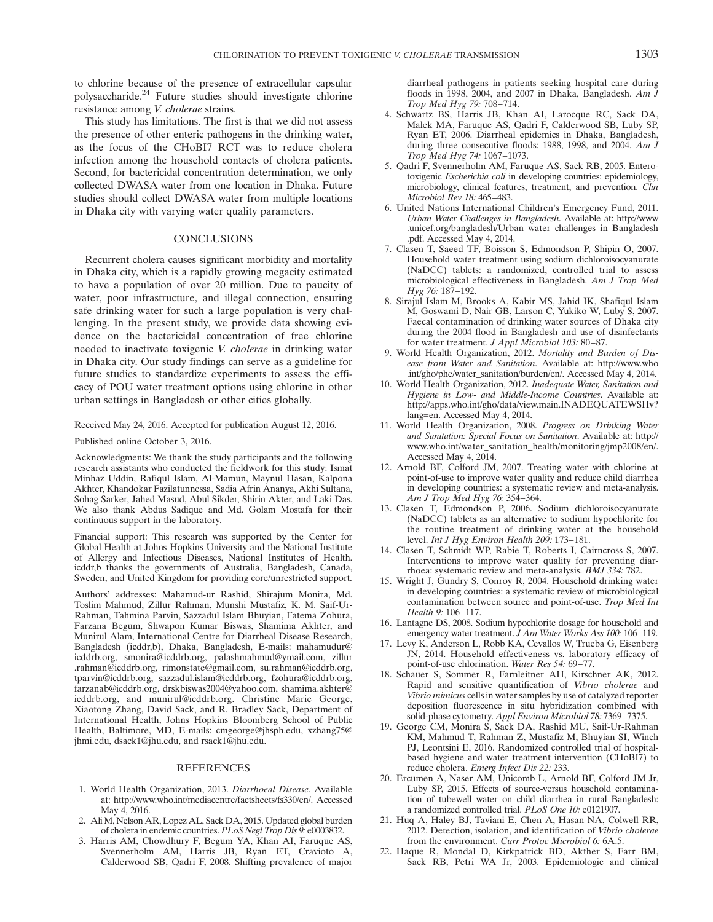to chlorine because of the presence of extracellular capsular polysaccharide.[24] Future studies should investigate chlorine resistance among *V. cholerae* strains.

This study has limitations. The first is that we did not assess the presence of other enteric pathogens in the drinking water, as the focus of the CHoBI7 RCT was to reduce cholera infection among the household contacts of cholera patients. Second, for bactericidal concentration determination, we only collected DWASA water from one location in Dhaka. Future studies should collect DWASA water from multiple locations in Dhaka city with varying water quality parameters.

## CONCLUSIONS

Recurrent cholera causes significant morbidity and mortality in Dhaka city, which is a rapidly growing megacity estimated to have a population of over 20 million. Due to paucity of water, poor infrastructure, and illegal connection, ensuring safe drinking water for such a large population is very challenging. In the present study, we provide data showing evidence on the bactericidal concentration of free chlorine needed to inactivate toxigenic *V. cholerae* in drinking water in Dhaka city. Our study findings can serve as a guideline for future studies to standardize experiments to assess the efficacy of POU water treatment options using chlorine in other urban settings in Bangladesh or other cities globally.

Received May 24, 2016. Accepted for publication August 12, 2016.

Published online October 3, 2016.

Acknowledgments: We thank the study participants and the following research assistants who conducted the fieldwork for this study: Ismat Minhaz Uddin, Rafiqul Islam, Al-Mamun, Maynul Hasan, Kalpona Akhter, Khandokar Fazilatunnessa, Sadia Afrin Ananya, Akhi Sultana, Sohag Sarker, Jahed Masud, Abul Sikder, Shirin Akter, and Laki Das. We also thank Abdus Sadique and Md. Golam Mostafa for their continuous support in the laboratory.

Financial support: This research was supported by the Center for Global Health at Johns Hopkins University and the National Institute of Allergy and Infectious Diseases, National Institutes of Health. icddr,b thanks the governments of Australia, Bangladesh, Canada, Sweden, and United Kingdom for providing core/unrestricted support.

Authors' addresses: Mahamud-ur Rashid, Shirajum Monira, Md. Toslim Mahmud, Zillur Rahman, Munshi Mustafiz, K. M. Saif-Ur-Rahman, Tahmina Parvin, Sazzadul Islam Bhuyian, Fatema Zohura, Farzana Begum, Shwapon Kumar Biswas, Shamima Akhter, and Munirul Alam, International Centre for Diarrheal Disease Research, Bangladesh (icddr,b), Dhaka, Bangladesh, E-mails: mahamudur@icddrb.org, smonira@icddrb.org, palashmahmud@ymail.com, zillur.rahman@icddrb.org, rimonstate@gmail.com, su.rahman@icddrb.org, tparvin@icddrb.org, sazzadul.islam@icddrb.org, fzohura@icddrb.org, farzanab@icddrb.org, drskbiswas2004@yahoo.com, shamima.akhter@icddrb.org, and munirul@icddrb.org. Christine Marie George, Xiaotong Zhang, David Sack, and R. Bradley Sack, Department of International Health, Johns Hopkins Bloomberg School of Public Health, Baltimore, MD, E-mails: cmgeorge@jhsph.edu, xzhang75@jhmi.edu, dsack1@jhu.edu, and rsack1@jhu.edu.

## REFERENCES

1. World Health Organization, 2013. *Diarrhoeal Disease.* Available at: http://www.who.int/mediacentre/factsheets/fs330/en/. Accessed May 4, 2016.
2. Ali M, Nelson AR, Lopez AL, Sack DA, 2015. Updated global burden of cholera in endemic countries. *PLoS Negl Trop Dis 9:* e0003832.
3. Harris AM, Chowdhury F, Begum YA, Khan AI, Faruque AS, Svennerholm AM, Harris JB, Ryan ET, Cravioto A, Calderwood SB, Qadri F, 2008. Shifting prevalence of major diarrheal pathogens in patients seeking hospital care during floods in 1998, 2004, and 2007 in Dhaka, Bangladesh. *Am J Trop Med Hyg 79:* 708–714.
4. Schwartz BS, Harris JB, Khan AI, Larocque RC, Sack DA, Malek MA, Faruque AS, Qadri F, Calderwood SB, Luby SP, Ryan ET, 2006. Diarrheal epidemics in Dhaka, Bangladesh, during three consecutive floods: 1988, 1998, and 2004. *Am J Trop Med Hyg 74:* 1067–1073.
5. Qadri F, Svennerholm AM, Faruque AS, Sack RB, 2005. Enterotoxigenic *Escherichia coli* in developing countries: epidemiology, microbiology, clinical features, treatment, and prevention. *Clin Microbiol Rev 18:* 465–483.
6. United Nations International Children's Emergency Fund, 2011. *Urban Water Challenges in Bangladesh.* Available at: http://www.unicef.org/bangladesh/Urban_water_challenges_in_Bangladesh.pdf. Accessed May 4, 2014.
7. Clasen T, Saeed TF, Boisson S, Edmondson P, Shipin O, 2007. Household water treatment using sodium dichloroisocyanurate (NaDCC) tablets: a randomized, controlled trial to assess microbiological effectiveness in Bangladesh. *Am J Trop Med Hyg 76:* 187–192.
8. Sirajul Islam M, Brooks A, Kabir MS, Jahid IK, Shafiqul Islam M, Goswami D, Nair GB, Larson C, Yukiko W, Luby S, 2007. Faecal contamination of drinking water sources of Dhaka city during the 2004 flood in Bangladesh and use of disinfectants for water treatment. *J Appl Microbiol 103:* 80–87.
9. World Health Organization, 2012. *Mortality and Burden of Disease from Water and Sanitation.* Available at: http://www.who.int/gho/phe/water_sanitation/burden/en/. Accessed May 4, 2014.
10. World Health Organization, 2012. *Inadequate Water, Sanitation and Hygiene in Low- and Middle-Income Countries.* Available at: http://apps.who.int/gho/data/view.main.INADEQUATEWSHv?lang=en. Accessed May 4, 2014.
11. World Health Organization, 2008. *Progress on Drinking Water and Sanitation: Special Focus on Sanitation.* Available at: http://www.who.int/water_sanitation_health/monitoring/jmp2008/en/. Accessed May 4, 2014.
12. Arnold BF, Colford JM, 2007. Treating water with chlorine at point-of-use to improve water quality and reduce child diarrhea in developing countries: a systematic review and meta-analysis. *Am J Trop Med Hyg 76:* 354–364.
13. Clasen T, Edmondson P, 2006. Sodium dichloroisocyanurate (NaDCC) tablets as an alternative to sodium hypochlorite for the routine treatment of drinking water at the household level. *Int J Hyg Environ Health 209:* 173–181.
14. Clasen T, Schmidt WP, Rabie T, Roberts I, Cairncross S, 2007. Interventions to improve water quality for preventing diarrhoea: systematic review and meta-analysis. *BMJ 334:* 782.
15. Wright J, Gundry S, Conroy R, 2004. Household drinking water in developing countries: a systematic review of microbiological contamination between source and point-of-use. *Trop Med Int Health 9:* 106–117.
16. Lantagne DS, 2008. Sodium hypochlorite dosage for household and emergency water treatment. *J Am Water Works Ass 100:* 106–119.
17. Levy K, Anderson L, Robb KA, Cevallos W, Trueba G, Eisenberg JN, 2014. Household effectiveness vs. laboratory efficacy of point-of-use chlorination. *Water Res 54:* 69–77.
18. Schauer S, Sommer R, Farnleitner AH, Kirschner AK, 2012. Rapid and sensitive quantification of *Vibrio cholerae* and *Vibrio mimicus* cells in water samples by use of catalyzed reporter deposition fluorescence in situ hybridization combined with solid-phase cytometry. *Appl Environ Microbiol 78:* 7369–7375.
19. George CM, Monira S, Sack DA, Rashid MU, Saif-Ur-Rahman KM, Mahmud T, Rahman Z, Mustafiz M, Bhuyian SI, Winch PJ, Leontsini E, 2016. Randomized controlled trial of hospital-based hygiene and water treatment intervention (CHoBI7) to reduce cholera. *Emerg Infect Dis 22:* 233.
20. Ercumen A, Naser AM, Unicomb L, Arnold BF, Colford JM Jr, Luby SP, 2015. Effects of source-versus household contamination of tubewell water on child diarrhea in rural Bangladesh: a randomized controlled trial. *PLoS One 10:* e0121907.
21. Huq A, Haley BJ, Taviani E, Chen A, Hasan NA, Colwell RR, 2012. Detection, isolation, and identification of *Vibrio cholerae* from the environment. *Curr Protoc Microbiol 6:* 6A.5.
22. Haque R, Mondal D, Kirkpatrick BD, Akther S, Farr BM, Sack RB, Petri WA Jr, 2003. Epidemiologic and clinical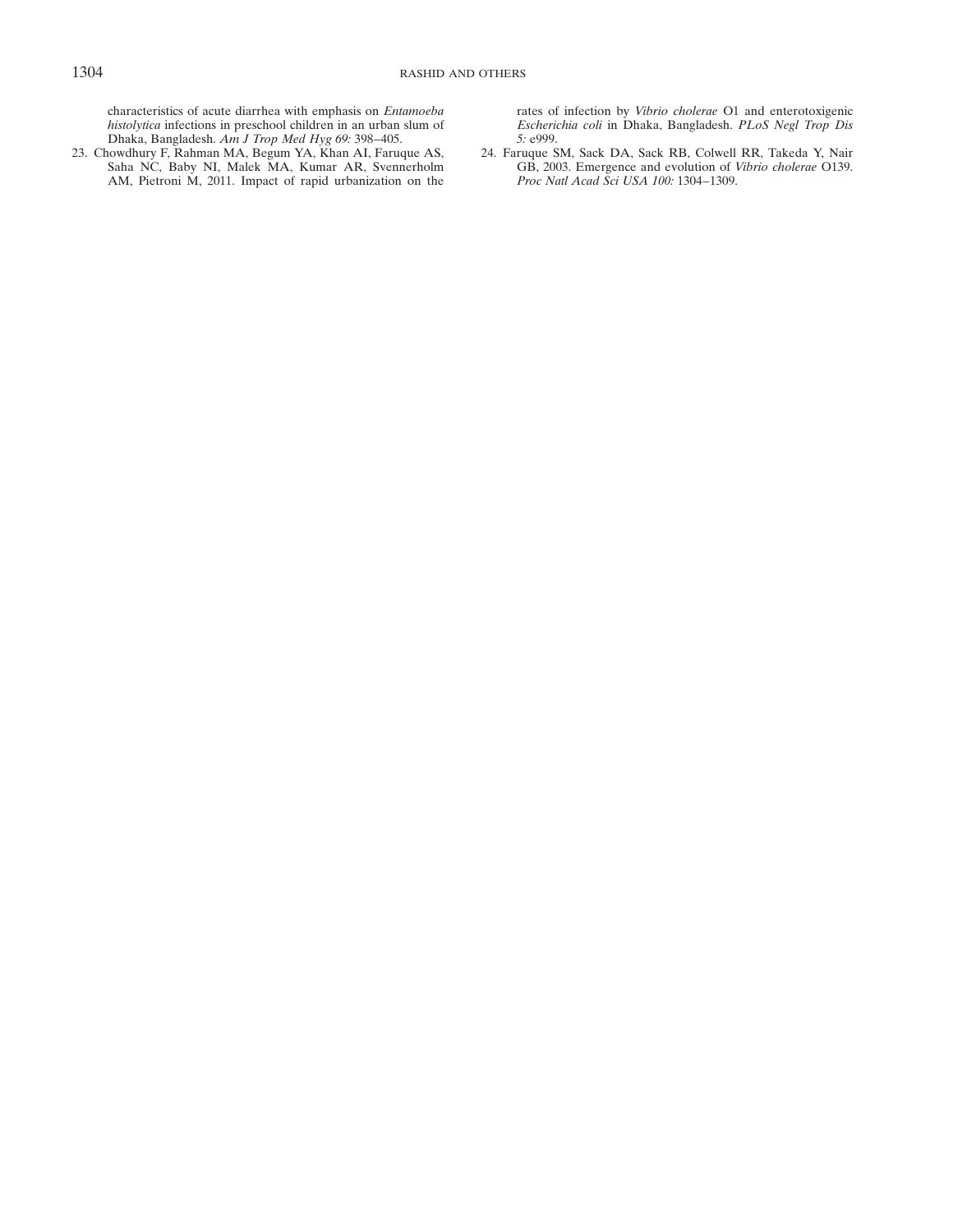characteristics of acute diarrhea with emphasis on *Entamoeba histolytica* infections in preschool children in an urban slum of Dhaka, Bangladesh. *Am J Trop Med Hyg 69:* 398–405.

23. Chowdhury F, Rahman MA, Begum YA, Khan AI, Faruque AS, Saha NC, Baby NI, Malek MA, Kumar AR, Svennerholm AM, Pietroni M, 2011. Impact of rapid urbanization on the rates of infection by *Vibrio cholerae* O1 and enterotoxigenic *Escherichia coli* in Dhaka, Bangladesh. *PLoS Negl Trop Dis 5:* e999.

24. Faruque SM, Sack DA, Sack RB, Colwell RR, Takeda Y, Nair GB, 2003. Emergence and evolution of *Vibrio cholerae* O139. *Proc Natl Acad Sci USA 100:* 1304–1309.